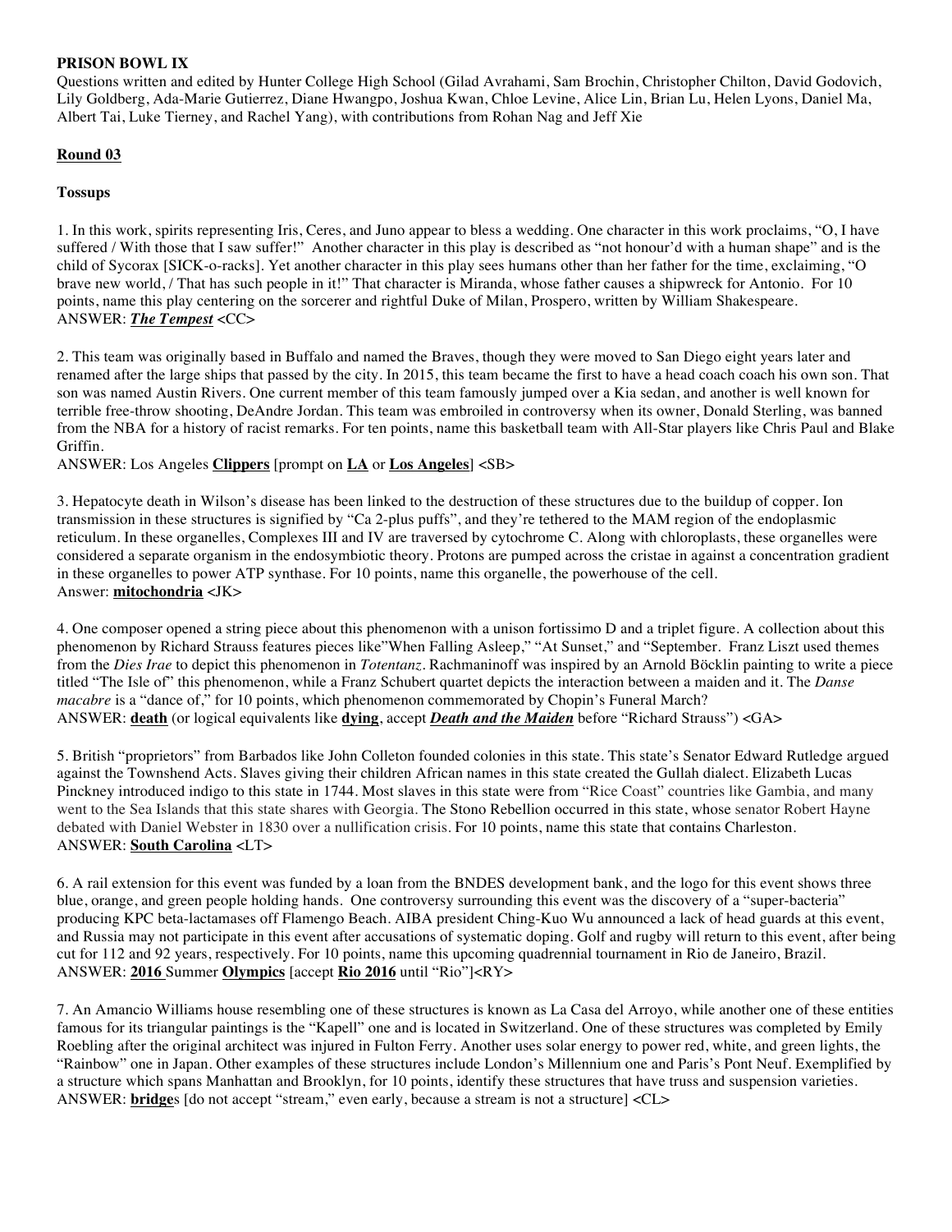**PRISON BOWL IX**

Questions written and edited by Hunter College High School (Gilad Avrahami, Sam Brochin, Christopher Chilton, David Godovich, Lily Goldberg, Ada-Marie Gutierrez, Diane Hwangpo, Joshua Kwan, Chloe Levine, Alice Lin, Brian Lu, Helen Lyons, Daniel Ma, Albert Tai, Luke Tierney, and Rachel Yang), with contributions from Rohan Nag and Jeff Xie

**Round 03**

**Tossups**

1. In this work, spirits representing Iris, Ceres, and Juno appear to bless a wedding. One character in this work proclaims, "O, I have suffered / With those that I saw suffer!" Another character in this play is described as "not honour'd with a human shape" and is the child of Sycorax [SICK-o-racks]. Yet another character in this play sees humans other than her father for the time, exclaiming, "O brave new world, / That has such people in it!" That character is Miranda, whose father causes a shipwreck for Antonio. For 10 points, name this play centering on the sorcerer and rightful Duke of Milan, Prospero, written by William Shakespeare.
ANSWER: ***The Tempest*** <CC>

2. This team was originally based in Buffalo and named the Braves, though they were moved to San Diego eight years later and renamed after the large ships that passed by the city. In 2015, this team became the first to have a head coach coach his own son. That son was named Austin Rivers. One current member of this team famously jumped over a Kia sedan, and another is well known for terrible free-throw shooting, DeAndre Jordan. This team was embroiled in controversy when its owner, Donald Sterling, was banned from the NBA for a history of racist remarks. For ten points, name this basketball team with All-Star players like Chris Paul and Blake Griffin.
ANSWER: Los Angeles **Clippers** [prompt on **LA** or **Los Angeles**] <SB>

3. Hepatocyte death in Wilson's disease has been linked to the destruction of these structures due to the buildup of copper. Ion transmission in these structures is signified by "Ca 2-plus puffs", and they're tethered to the MAM region of the endoplasmic reticulum. In these organelles, Complexes III and IV are traversed by cytochrome C. Along with chloroplasts, these organelles were considered a separate organism in the endosymbiotic theory. Protons are pumped across the cristae in against a concentration gradient in these organelles to power ATP synthase. For 10 points, name this organelle, the powerhouse of the cell.
Answer: **mitochondria** <JK>

4. One composer opened a string piece about this phenomenon with a unison fortissimo D and a triplet figure. A collection about this phenomenon by Richard Strauss features pieces like"When Falling Asleep," "At Sunset," and "September. Franz Liszt used themes from the *Dies Irae* to depict this phenomenon in *Totentanz*. Rachmaninoff was inspired by an Arnold Böcklin painting to write a piece titled "The Isle of" this phenomenon, while a Franz Schubert quartet depicts the interaction between a maiden and it. The *Danse macabre* is a "dance of," for 10 points, which phenomenon commemorated by Chopin's Funeral March?
ANSWER: **death** (or logical equivalents like **dying**, accept ***Death and the Maiden*** before "Richard Strauss") <GA>

5. British "proprietors" from Barbados like John Colleton founded colonies in this state. This state's Senator Edward Rutledge argued against the Townshend Acts. Slaves giving their children African names in this state created the Gullah dialect. Elizabeth Lucas Pinckney introduced indigo to this state in 1744. Most slaves in this state were from "Rice Coast" countries like Gambia, and many went to the Sea Islands that this state shares with Georgia. The Stono Rebellion occurred in this state, whose senator Robert Hayne debated with Daniel Webster in 1830 over a nullification crisis. For 10 points, name this state that contains Charleston.
ANSWER: **South Carolina** <LT>

6. A rail extension for this event was funded by a loan from the BNDES development bank, and the logo for this event shows three blue, orange, and green people holding hands. One controversy surrounding this event was the discovery of a "super-bacteria" producing KPC beta-lactamases off Flamengo Beach. AIBA president Ching-Kuo Wu announced a lack of head guards at this event, and Russia may not participate in this event after accusations of systematic doping. Golf and rugby will return to this event, after being cut for 112 and 92 years, respectively. For 10 points, name this upcoming quadrennial tournament in Rio de Janeiro, Brazil.
ANSWER: **2016** Summer **Olympics** [accept **Rio 2016** until "Rio"]<RY>

7. An Amancio Williams house resembling one of these structures is known as La Casa del Arroyo, while another one of these entities famous for its triangular paintings is the "Kapell" one and is located in Switzerland. One of these structures was completed by Emily Roebling after the original architect was injured in Fulton Ferry. Another uses solar energy to power red, white, and green lights, the "Rainbow" one in Japan. Other examples of these structures include London's Millennium one and Paris's Pont Neuf. Exemplified by a structure which spans Manhattan and Brooklyn, for 10 points, identify these structures that have truss and suspension varieties.
ANSWER: **bridge**s [do not accept "stream," even early, because a stream is not a structure] <CL>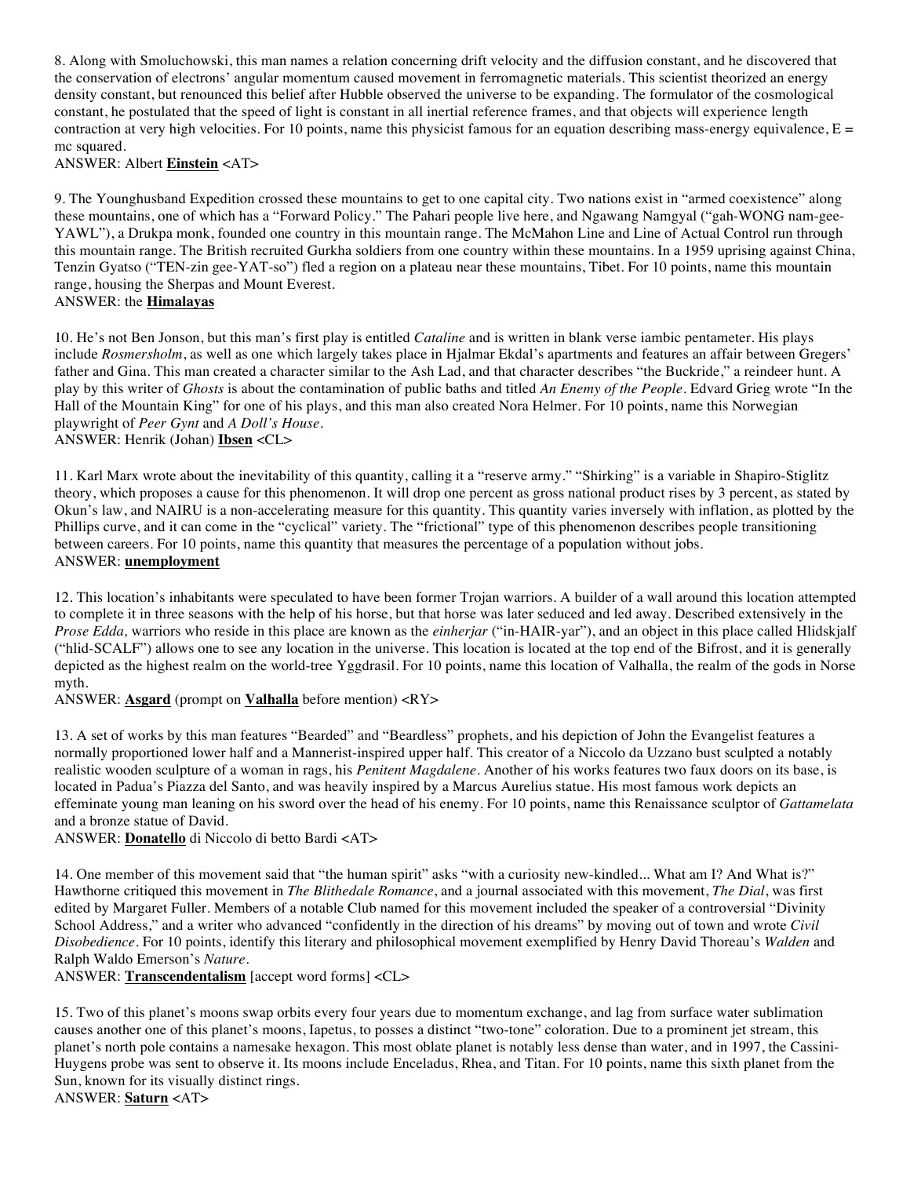8. Along with Smoluchowski, this man names a relation concerning drift velocity and the diffusion constant, and he discovered that the conservation of electrons' angular momentum caused movement in ferromagnetic materials. This scientist theorized an energy density constant, but renounced this belief after Hubble observed the universe to be expanding. The formulator of the cosmological constant, he postulated that the speed of light is constant in all inertial reference frames, and that objects will experience length contraction at very high velocities. For 10 points, name this physicist famous for an equation describing mass-energy equivalence, E = mc squared.

ANSWER: Albert **Einstein** <AT>

9. The Younghusband Expedition crossed these mountains to get to one capital city. Two nations exist in "armed coexistence" along these mountains, one of which has a "Forward Policy." The Pahari people live here, and Ngawang Namgyal ("gah-WONG nam-gee-YAWL"), a Drukpa monk, founded one country in this mountain range. The McMahon Line and Line of Actual Control run through this mountain range. The British recruited Gurkha soldiers from one country within these mountains. In a 1959 uprising against China, Tenzin Gyatso ("TEN-zin gee-YAT-so") fled a region on a plateau near these mountains, Tibet. For 10 points, name this mountain range, housing the Sherpas and Mount Everest.

ANSWER: the **Himalayas**

10. He's not Ben Jonson, but this man's first play is entitled *Cataline* and is written in blank verse iambic pentameter. His plays include *Rosmersholm*, as well as one which largely takes place in Hjalmar Ekdal's apartments and features an affair between Gregers' father and Gina. This man created a character similar to the Ash Lad, and that character describes "the Buckride," a reindeer hunt. A play by this writer of *Ghosts* is about the contamination of public baths and titled *An Enemy of the People*. Edvard Grieg wrote "In the Hall of the Mountain King" for one of his plays, and this man also created Nora Helmer. For 10 points, name this Norwegian playwright of *Peer Gynt* and *A Doll's House*.

ANSWER: Henrik (Johan) **Ibsen** <CL>

11. Karl Marx wrote about the inevitability of this quantity, calling it a "reserve army." "Shirking" is a variable in Shapiro-Stiglitz theory, which proposes a cause for this phenomenon. It will drop one percent as gross national product rises by 3 percent, as stated by Okun's law, and NAIRU is a non-accelerating measure for this quantity. This quantity varies inversely with inflation, as plotted by the Phillips curve, and it can come in the "cyclical" variety. The "frictional" type of this phenomenon describes people transitioning between careers. For 10 points, name this quantity that measures the percentage of a population without jobs.

ANSWER: **unemployment**

12. This location's inhabitants were speculated to have been former Trojan warriors. A builder of a wall around this location attempted to complete it in three seasons with the help of his horse, but that horse was later seduced and led away. Described extensively in the *Prose Edda,* warriors who reside in this place are known as the *einherjar* ("in-HAIR-yar"), and an object in this place called Hlidskjalf ("hlid-SCALF") allows one to see any location in the universe. This location is located at the top end of the Bifrost, and it is generally depicted as the highest realm on the world-tree Yggdrasil. For 10 points, name this location of Valhalla, the realm of the gods in Norse myth.

ANSWER: **Asgard** (prompt on **Valhalla** before mention) <RY>

13. A set of works by this man features "Bearded" and "Beardless" prophets, and his depiction of John the Evangelist features a normally proportioned lower half and a Mannerist-inspired upper half. This creator of a Niccolo da Uzzano bust sculpted a notably realistic wooden sculpture of a woman in rags, his *Penitent Magdalene*. Another of his works features two faux doors on its base, is located in Padua's Piazza del Santo, and was heavily inspired by a Marcus Aurelius statue. His most famous work depicts an effeminate young man leaning on his sword over the head of his enemy. For 10 points, name this Renaissance sculptor of *Gattamelata* and a bronze statue of David.

ANSWER: **Donatello** di Niccolo di betto Bardi <AT>

14. One member of this movement said that "the human spirit" asks "with a curiosity new-kindled... What am I? And What is?" Hawthorne critiqued this movement in *The Blithedale Romance*, and a journal associated with this movement, *The Dial*, was first edited by Margaret Fuller. Members of a notable Club named for this movement included the speaker of a controversial "Divinity School Address," and a writer who advanced "confidently in the direction of his dreams" by moving out of town and wrote *Civil Disobedience*. For 10 points, identify this literary and philosophical movement exemplified by Henry David Thoreau's *Walden* and Ralph Waldo Emerson's *Nature*.

ANSWER: **Transcendentalism** [accept word forms] <CL>

15. Two of this planet's moons swap orbits every four years due to momentum exchange, and lag from surface water sublimation causes another one of this planet's moons, Iapetus, to posses a distinct "two-tone" coloration. Due to a prominent jet stream, this planet's north pole contains a namesake hexagon. This most oblate planet is notably less dense than water, and in 1997, the Cassini-Huygens probe was sent to observe it. Its moons include Enceladus, Rhea, and Titan. For 10 points, name this sixth planet from the Sun, known for its visually distinct rings.

ANSWER: **Saturn** <AT>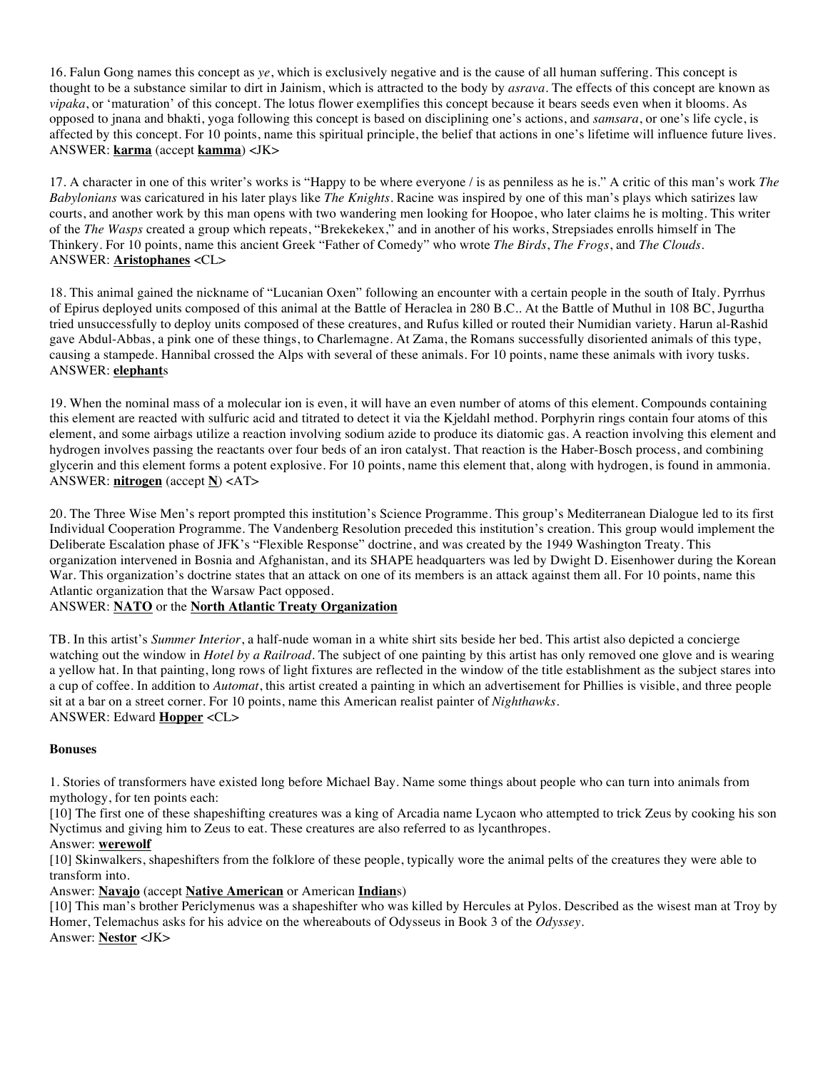16. Falun Gong names this concept as *ye*, which is exclusively negative and is the cause of all human suffering. This concept is thought to be a substance similar to dirt in Jainism, which is attracted to the body by *asrava*. The effects of this concept are known as *vipaka*, or 'maturation' of this concept. The lotus flower exemplifies this concept because it bears seeds even when it blooms. As opposed to jnana and bhakti, yoga following this concept is based on disciplining one's actions, and *samsara*, or one's life cycle, is affected by this concept. For 10 points, name this spiritual principle, the belief that actions in one's lifetime will influence future lives.
ANSWER: **karma** (accept **kamma**) <JK>

17. A character in one of this writer's works is "Happy to be where everyone / is as penniless as he is." A critic of this man's work *The Babylonians* was caricatured in his later plays like *The Knights*. Racine was inspired by one of this man's plays which satirizes law courts, and another work by this man opens with two wandering men looking for Hoopoe, who later claims he is molting. This writer of the *The Wasps* created a group which repeats, "Brekekekex," and in another of his works, Strepsiades enrolls himself in The Thinkery. For 10 points, name this ancient Greek "Father of Comedy" who wrote *The Birds*, *The Frogs*, and *The Clouds*.
ANSWER: **Aristophanes** <CL>

18. This animal gained the nickname of "Lucanian Oxen" following an encounter with a certain people in the south of Italy. Pyrrhus of Epirus deployed units composed of this animal at the Battle of Heraclea in 280 B.C.. At the Battle of Muthul in 108 BC, Jugurtha tried unsuccessfully to deploy units composed of these creatures, and Rufus killed or routed their Numidian variety. Harun al-Rashid gave Abdul-Abbas, a pink one of these things, to Charlemagne. At Zama, the Romans successfully disoriented animals of this type, causing a stampede. Hannibal crossed the Alps with several of these animals. For 10 points, name these animals with ivory tusks.
ANSWER: **elephant**s

19. When the nominal mass of a molecular ion is even, it will have an even number of atoms of this element. Compounds containing this element are reacted with sulfuric acid and titrated to detect it via the Kjeldahl method. Porphyrin rings contain four atoms of this element, and some airbags utilize a reaction involving sodium azide to produce its diatomic gas. A reaction involving this element and hydrogen involves passing the reactants over four beds of an iron catalyst. That reaction is the Haber-Bosch process, and combining glycerin and this element forms a potent explosive. For 10 points, name this element that, along with hydrogen, is found in ammonia.
ANSWER: **nitrogen** (accept **N**) <AT>

20. The Three Wise Men's report prompted this institution's Science Programme. This group's Mediterranean Dialogue led to its first Individual Cooperation Programme. The Vandenberg Resolution preceded this institution's creation. This group would implement the Deliberate Escalation phase of JFK's "Flexible Response" doctrine, and was created by the 1949 Washington Treaty. This organization intervened in Bosnia and Afghanistan, and its SHAPE headquarters was led by Dwight D. Eisenhower during the Korean War. This organization's doctrine states that an attack on one of its members is an attack against them all. For 10 points, name this Atlantic organization that the Warsaw Pact opposed.
ANSWER: **NATO** or the **North Atlantic Treaty Organization**

TB. In this artist's *Summer Interior*, a half-nude woman in a white shirt sits beside her bed. This artist also depicted a concierge watching out the window in *Hotel by a Railroad*. The subject of one painting by this artist has only removed one glove and is wearing a yellow hat. In that painting, long rows of light fixtures are reflected in the window of the title establishment as the subject stares into a cup of coffee. In addition to *Automat*, this artist created a painting in which an advertisement for Phillies is visible, and three people sit at a bar on a street corner. For 10 points, name this American realist painter of *Nighthawks*.
ANSWER: Edward **Hopper** <CL>

**Bonuses**

1. Stories of transformers have existed long before Michael Bay. Name some things about people who can turn into animals from mythology, for ten points each:
[10] The first one of these shapeshifting creatures was a king of Arcadia name Lycaon who attempted to trick Zeus by cooking his son Nyctimus and giving him to Zeus to eat. These creatures are also referred to as lycanthropes.
Answer: **werewolf**
[10] Skinwalkers, shapeshifters from the folklore of these people, typically wore the animal pelts of the creatures they were able to transform into.
Answer: **Navajo** (accept **Native American** or American **Indian**s)
[10] This man's brother Periclymenus was a shapeshifter who was killed by Hercules at Pylos. Described as the wisest man at Troy by Homer, Telemachus asks for his advice on the whereabouts of Odysseus in Book 3 of the *Odyssey*.
Answer: **Nestor** <JK>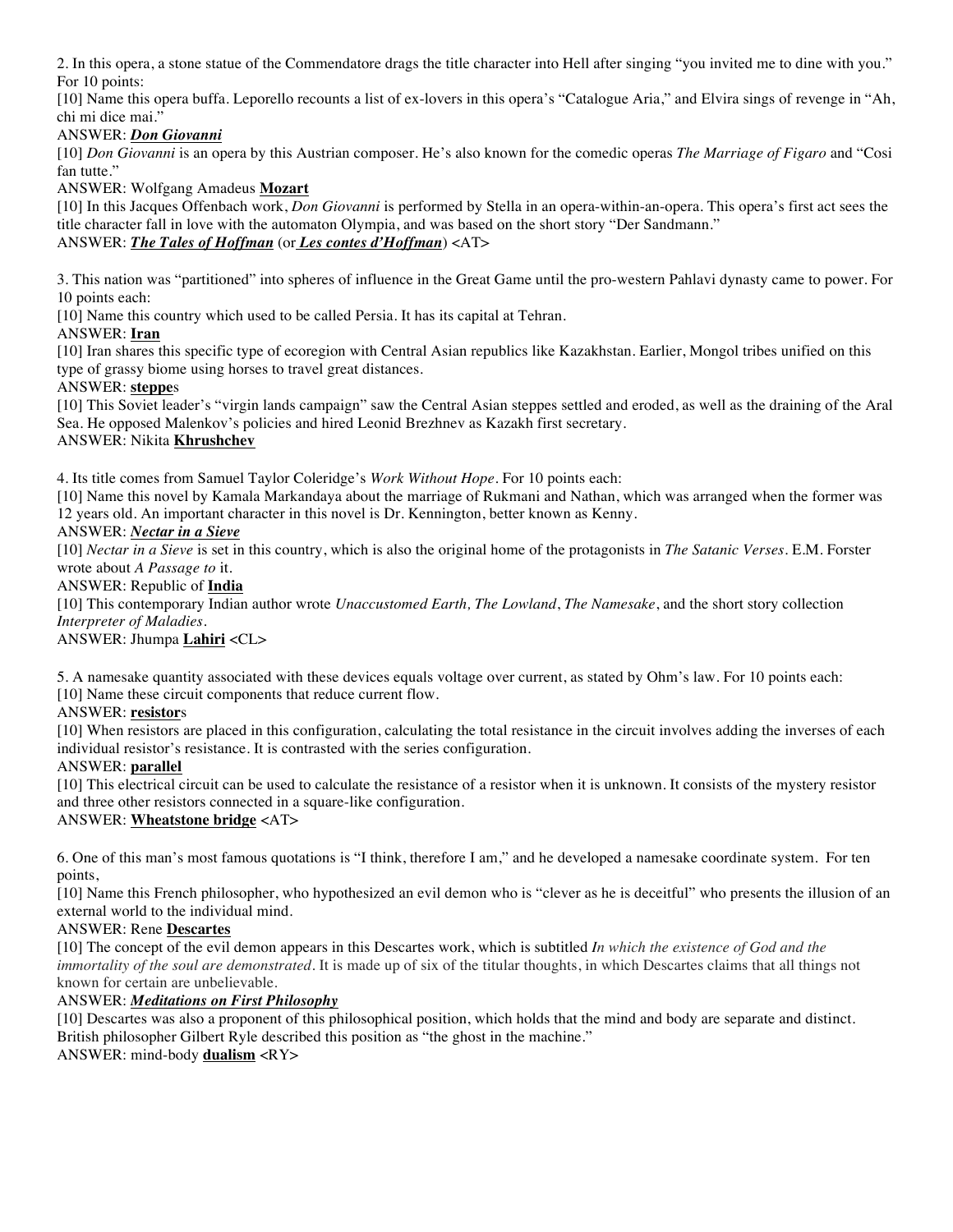2. In this opera, a stone statue of the Commendatore drags the title character into Hell after singing "you invited me to dine with you." For 10 points:

[10] Name this opera buffa. Leporello recounts a list of ex-lovers in this opera's "Catalogue Aria," and Elvira sings of revenge in "Ah, chi mi dice mai."

ANSWER: ***<u>Don Giovanni</u>***

[10] *Don Giovanni* is an opera by this Austrian composer. He's also known for the comedic operas *The Marriage of Figaro* and "Cosi fan tutte."

ANSWER: Wolfgang Amadeus **<u>Mozart</u>**

[10] In this Jacques Offenbach work, *Don Giovanni* is performed by Stella in an opera-within-an-opera. This opera's first act sees the title character fall in love with the automaton Olympia, and was based on the short story "Der Sandmann."

ANSWER: ***<u>The Tales of Hoffman</u>*** (or ***<u>Les contes d'Hoffman</u>***) <AT>

3. This nation was "partitioned" into spheres of influence in the Great Game until the pro-western Pahlavi dynasty came to power. For 10 points each:

[10] Name this country which used to be called Persia. It has its capital at Tehran.

ANSWER: **<u>Iran</u>**

[10] Iran shares this specific type of ecoregion with Central Asian republics like Kazakhstan. Earlier, Mongol tribes unified on this type of grassy biome using horses to travel great distances.

ANSWER: **<u>steppe</u>**s

[10] This Soviet leader's "virgin lands campaign" saw the Central Asian steppes settled and eroded, as well as the draining of the Aral Sea. He opposed Malenkov's policies and hired Leonid Brezhnev as Kazakh first secretary.

ANSWER: Nikita **<u>Khrushchev</u>**

4. Its title comes from Samuel Taylor Coleridge's *Work Without Hope*. For 10 points each:

[10] Name this novel by Kamala Markandaya about the marriage of Rukmani and Nathan, which was arranged when the former was 12 years old. An important character in this novel is Dr. Kennington, better known as Kenny.

ANSWER: ***<u>Nectar in a Sieve</u>***

[10] *Nectar in a Sieve* is set in this country, which is also the original home of the protagonists in *The Satanic Verses*. E.M. Forster wrote about *A Passage to* it.

ANSWER: Republic of **<u>India</u>**

[10] This contemporary Indian author wrote *Unaccustomed Earth, The Lowland*, *The Namesake*, and the short story collection *Interpreter of Maladies*.

ANSWER: Jhumpa **<u>Lahiri</u>** <CL>

5. A namesake quantity associated with these devices equals voltage over current, as stated by Ohm's law. For 10 points each:

[10] Name these circuit components that reduce current flow.

ANSWER: **<u>resistor</u>**s

[10] When resistors are placed in this configuration, calculating the total resistance in the circuit involves adding the inverses of each individual resistor's resistance. It is contrasted with the series configuration.

ANSWER: **<u>parallel</u>**

[10] This electrical circuit can be used to calculate the resistance of a resistor when it is unknown. It consists of the mystery resistor and three other resistors connected in a square-like configuration.

ANSWER: **<u>Wheatstone bridge</u>** <AT>

6. One of this man's most famous quotations is "I think, therefore I am," and he developed a namesake coordinate system. For ten points,

[10] Name this French philosopher, who hypothesized an evil demon who is "clever as he is deceitful" who presents the illusion of an external world to the individual mind.

ANSWER: Rene **<u>Descartes</u>**

[10] The concept of the evil demon appears in this Descartes work, which is subtitled *In which the existence of God and the immortality of the soul are demonstrated*. It is made up of six of the titular thoughts, in which Descartes claims that all things not known for certain are unbelievable.

ANSWER: ***<u>Meditations on First Philosophy</u>***

[10] Descartes was also a proponent of this philosophical position, which holds that the mind and body are separate and distinct. British philosopher Gilbert Ryle described this position as "the ghost in the machine."

ANSWER: mind-body **<u>dualism</u>** <RY>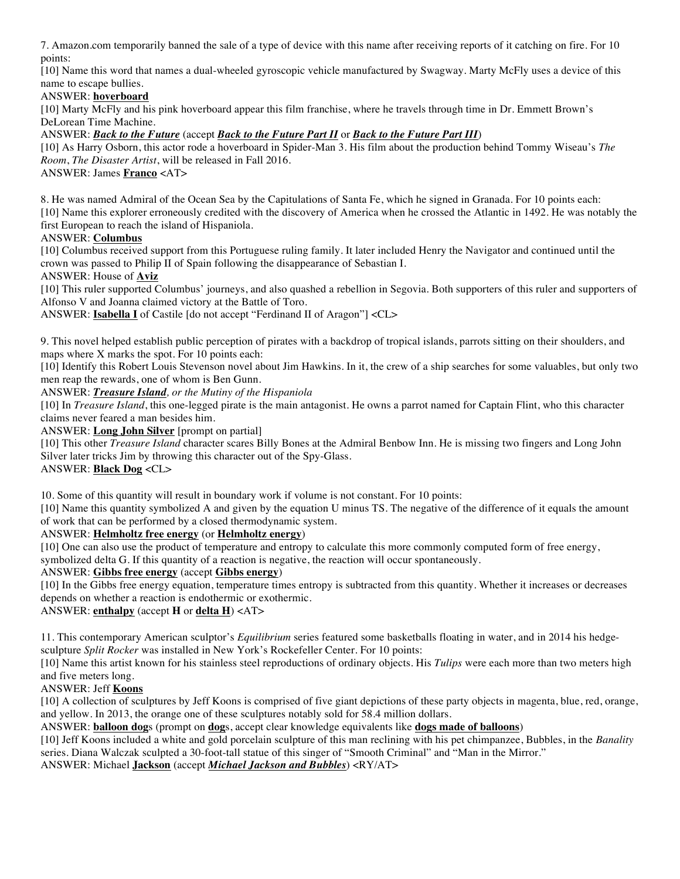7. Amazon.com temporarily banned the sale of a type of device with this name after receiving reports of it catching on fire. For 10 points:

[10] Name this word that names a dual-wheeled gyroscopic vehicle manufactured by Swagway. Marty McFly uses a device of this name to escape bullies.

ANSWER: **hoverboard**

[10] Marty McFly and his pink hoverboard appear this film franchise, where he travels through time in Dr. Emmett Brown's DeLorean Time Machine.

ANSWER: ***Back to the Future*** (accept ***Back to the Future Part II*** or ***Back to the Future Part III***)

[10] As Harry Osborn, this actor rode a hoverboard in Spider-Man 3. His film about the production behind Tommy Wiseau's *The Room*, *The Disaster Artist*, will be released in Fall 2016.

ANSWER: James **Franco** <AT>

8. He was named Admiral of the Ocean Sea by the Capitulations of Santa Fe, which he signed in Granada. For 10 points each:

[10] Name this explorer erroneously credited with the discovery of America when he crossed the Atlantic in 1492. He was notably the first European to reach the island of Hispaniola.

ANSWER: **Columbus**

[10] Columbus received support from this Portuguese ruling family. It later included Henry the Navigator and continued until the crown was passed to Philip II of Spain following the disappearance of Sebastian I.

ANSWER: House of **Aviz**

[10] This ruler supported Columbus' journeys, and also quashed a rebellion in Segovia. Both supporters of this ruler and supporters of Alfonso V and Joanna claimed victory at the Battle of Toro.

ANSWER: **Isabella I** of Castile [do not accept "Ferdinand II of Aragon"] <CL>

9. This novel helped establish public perception of pirates with a backdrop of tropical islands, parrots sitting on their shoulders, and maps where X marks the spot. For 10 points each:

[10] Identify this Robert Louis Stevenson novel about Jim Hawkins. In it, the crew of a ship searches for some valuables, but only two men reap the rewards, one of whom is Ben Gunn.

ANSWER: ***Treasure Island****, or the Mutiny of the Hispaniola*

[10] In *Treasure Island*, this one-legged pirate is the main antagonist. He owns a parrot named for Captain Flint, who this character claims never feared a man besides him.

ANSWER: **Long John Silver** [prompt on partial]

[10] This other *Treasure Island* character scares Billy Bones at the Admiral Benbow Inn. He is missing two fingers and Long John Silver later tricks Jim by throwing this character out of the Spy-Glass.

ANSWER: **Black Dog** <CL>

10. Some of this quantity will result in boundary work if volume is not constant. For 10 points:

[10] Name this quantity symbolized A and given by the equation U minus TS. The negative of the difference of it equals the amount of work that can be performed by a closed thermodynamic system.

ANSWER: **Helmholtz free energy** (or **Helmholtz energy**)

[10] One can also use the product of temperature and entropy to calculate this more commonly computed form of free energy, symbolized delta G. If this quantity of a reaction is negative, the reaction will occur spontaneously.

ANSWER: **Gibbs free energy** (accept **Gibbs energy**)

[10] In the Gibbs free energy equation, temperature times entropy is subtracted from this quantity. Whether it increases or decreases depends on whether a reaction is endothermic or exothermic.

ANSWER: **enthalpy** (accept **H** or **delta H**) <AT>

11. This contemporary American sculptor's *Equilibrium* series featured some basketballs floating in water, and in 2014 his hedge-sculpture *Split Rocker* was installed in New York's Rockefeller Center. For 10 points:

[10] Name this artist known for his stainless steel reproductions of ordinary objects. His *Tulips* were each more than two meters high and five meters long.

ANSWER: Jeff **Koons**

[10] A collection of sculptures by Jeff Koons is comprised of five giant depictions of these party objects in magenta, blue, red, orange, and yellow. In 2013, the orange one of these sculptures notably sold for 58.4 million dollars.

ANSWER: **balloon dog**s (prompt on **dog**s, accept clear knowledge equivalents like **dogs made of balloons**)

[10] Jeff Koons included a white and gold porcelain sculpture of this man reclining with his pet chimpanzee, Bubbles, in the *Banality* series. Diana Walczak sculpted a 30-foot-tall statue of this singer of "Smooth Criminal" and "Man in the Mirror."

ANSWER: Michael **Jackson** (accept ***Michael Jackson and Bubbles***) <RY/AT>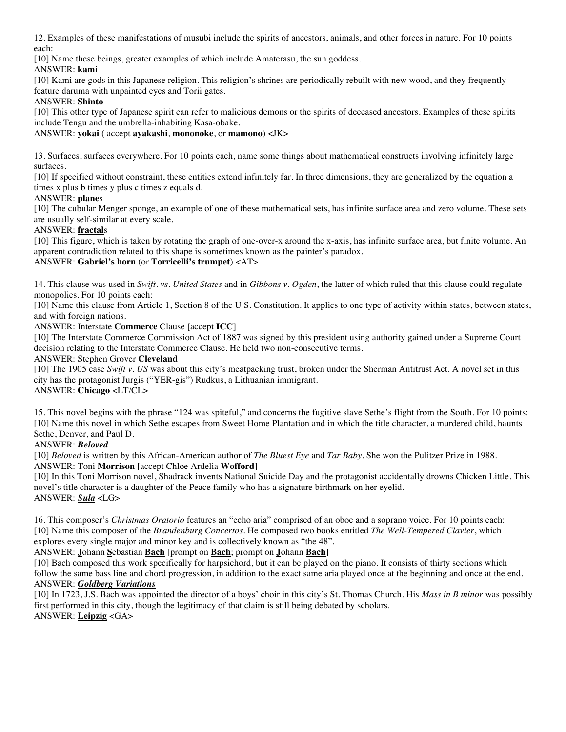12. Examples of these manifestations of musubi include the spirits of ancestors, animals, and other forces in nature. For 10 points each:

[10] Name these beings, greater examples of which include Amaterasu, the sun goddess.

ANSWER: **kami**

[10] Kami are gods in this Japanese religion. This religion's shrines are periodically rebuilt with new wood, and they frequently feature daruma with unpainted eyes and Torii gates.

ANSWER: **Shinto**

[10] This other type of Japanese spirit can refer to malicious demons or the spirits of deceased ancestors. Examples of these spirits include Tengu and the umbrella-inhabiting Kasa-obake.

ANSWER: **yokai** ( accept **ayakashi**, **mononoke**, or **mamono**) <JK>

13. Surfaces, surfaces everywhere. For 10 points each, name some things about mathematical constructs involving infinitely large surfaces.

[10] If specified without constraint, these entities extend infinitely far. In three dimensions, they are generalized by the equation a times x plus b times y plus c times z equals d.

ANSWER: **plane**s

[10] The cubular Menger sponge, an example of one of these mathematical sets, has infinite surface area and zero volume. These sets are usually self-similar at every scale.

ANSWER: **fractal**s

[10] This figure, which is taken by rotating the graph of one-over-x around the x-axis, has infinite surface area, but finite volume. An apparent contradiction related to this shape is sometimes known as the painter's paradox.

ANSWER: **Gabriel's horn** (or **Torricelli's trumpet**) <AT>

14. This clause was used in *Swift. vs. United States* and in *Gibbons v. Ogden*, the latter of which ruled that this clause could regulate monopolies. For 10 points each:

[10] Name this clause from Article 1, Section 8 of the U.S. Constitution. It applies to one type of activity within states, between states, and with foreign nations.

ANSWER: Interstate **Commerce** Clause [accept **ICC**]

[10] The Interstate Commerce Commission Act of 1887 was signed by this president using authority gained under a Supreme Court decision relating to the Interstate Commerce Clause. He held two non-consecutive terms.

ANSWER: Stephen Grover **Cleveland**

[10] The 1905 case *Swift v. US* was about this city's meatpacking trust, broken under the Sherman Antitrust Act. A novel set in this city has the protagonist Jurgis ("YER-gis") Rudkus, a Lithuanian immigrant.

ANSWER: **Chicago** <LT/CL>

15. This novel begins with the phrase "124 was spiteful," and concerns the fugitive slave Sethe's flight from the South. For 10 points:

[10] Name this novel in which Sethe escapes from Sweet Home Plantation and in which the title character, a murdered child, haunts Sethe, Denver, and Paul D.

ANSWER: ***Beloved***

[10] *Beloved* is written by this African-American author of *The Bluest Eye* and *Tar Baby*. She won the Pulitzer Prize in 1988.

ANSWER: Toni **Morrison** [accept Chloe Ardelia **Wofford**]

[10] In this Toni Morrison novel, Shadrack invents National Suicide Day and the protagonist accidentally drowns Chicken Little. This novel's title character is a daughter of the Peace family who has a signature birthmark on her eyelid.

ANSWER: ***Sula*** <LG>

16. This composer's *Christmas Oratorio* features an "echo aria" comprised of an oboe and a soprano voice. For 10 points each:

[10] Name this composer of the *Brandenburg Concertos*. He composed two books entitled *The Well-Tempered Clavier*, which explores every single major and minor key and is collectively known as "the 48".

ANSWER: **J**ohann **S**ebastian **Bach** [prompt on **Bach**; prompt on **J**ohann **Bach**]

[10] Bach composed this work specifically for harpsichord, but it can be played on the piano. It consists of thirty sections which follow the same bass line and chord progression, in addition to the exact same aria played once at the beginning and once at the end.

ANSWER: ***Goldberg Variations***

[10] In 1723, J.S. Bach was appointed the director of a boys' choir in this city's St. Thomas Church. His *Mass in B minor* was possibly first performed in this city, though the legitimacy of that claim is still being debated by scholars.

ANSWER: **Leipzig** <GA>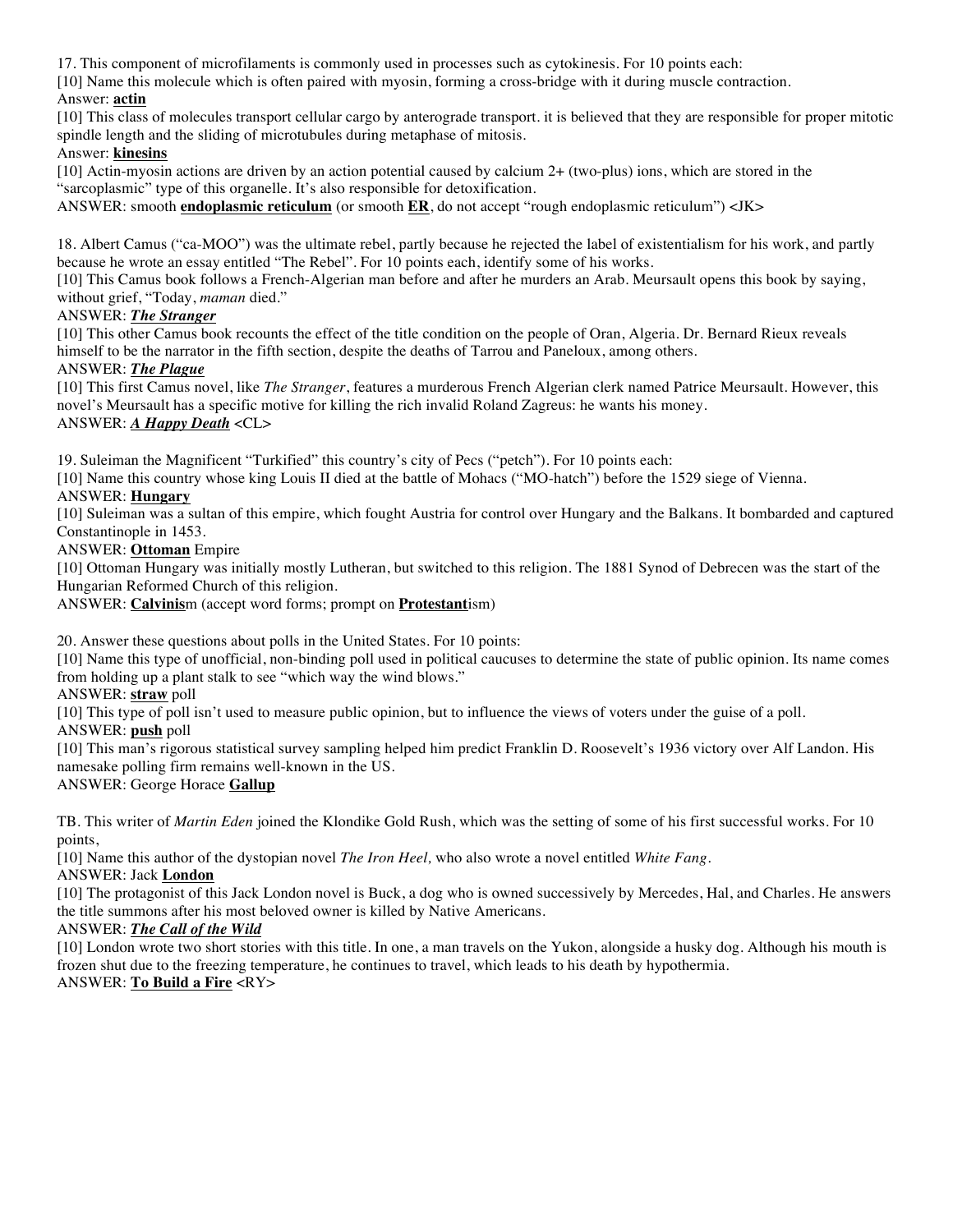17. This component of microfilaments is commonly used in processes such as cytokinesis. For 10 points each:

[10] Name this molecule which is often paired with myosin, forming a cross-bridge with it during muscle contraction.

Answer: **actin**

[10] This class of molecules transport cellular cargo by anterograde transport. it is believed that they are responsible for proper mitotic spindle length and the sliding of microtubules during metaphase of mitosis.

Answer: **kinesins**

[10] Actin-myosin actions are driven by an action potential caused by calcium 2+ (two-plus) ions, which are stored in the "sarcoplasmic" type of this organelle. It's also responsible for detoxification.

ANSWER: smooth **endoplasmic reticulum** (or smooth **ER**, do not accept "rough endoplasmic reticulum") <JK>

18. Albert Camus ("ca-MOO") was the ultimate rebel, partly because he rejected the label of existentialism for his work, and partly because he wrote an essay entitled "The Rebel". For 10 points each, identify some of his works.

[10] This Camus book follows a French-Algerian man before and after he murders an Arab. Meursault opens this book by saying, without grief, "Today, *maman* died."

ANSWER: ***The Stranger***

[10] This other Camus book recounts the effect of the title condition on the people of Oran, Algeria. Dr. Bernard Rieux reveals himself to be the narrator in the fifth section, despite the deaths of Tarrou and Paneloux, among others.

ANSWER: ***The Plague***

[10] This first Camus novel, like *The Stranger*, features a murderous French Algerian clerk named Patrice Meursault. However, this novel's Meursault has a specific motive for killing the rich invalid Roland Zagreus: he wants his money.

ANSWER: ***A Happy Death*** <CL>

19. Suleiman the Magnificent "Turkified" this country's city of Pecs ("petch"). For 10 points each:

[10] Name this country whose king Louis II died at the battle of Mohacs ("MO-hatch") before the 1529 siege of Vienna.

ANSWER: **Hungary**

[10] Suleiman was a sultan of this empire, which fought Austria for control over Hungary and the Balkans. It bombarded and captured Constantinople in 1453.

ANSWER: **Ottoman** Empire

[10] Ottoman Hungary was initially mostly Lutheran, but switched to this religion. The 1881 Synod of Debrecen was the start of the Hungarian Reformed Church of this religion.

ANSWER: **Calvinis**m (accept word forms; prompt on **Protestant**ism)

20. Answer these questions about polls in the United States. For 10 points:

[10] Name this type of unofficial, non-binding poll used in political caucuses to determine the state of public opinion. Its name comes from holding up a plant stalk to see "which way the wind blows."

ANSWER: **straw** poll

[10] This type of poll isn't used to measure public opinion, but to influence the views of voters under the guise of a poll.

ANSWER: **push** poll

[10] This man's rigorous statistical survey sampling helped him predict Franklin D. Roosevelt's 1936 victory over Alf Landon. His namesake polling firm remains well-known in the US.

ANSWER: George Horace **Gallup**

TB. This writer of *Martin Eden* joined the Klondike Gold Rush, which was the setting of some of his first successful works. For 10 points,

[10] Name this author of the dystopian novel *The Iron Heel,* who also wrote a novel entitled *White Fang*.

ANSWER: Jack **London**

[10] The protagonist of this Jack London novel is Buck, a dog who is owned successively by Mercedes, Hal, and Charles. He answers the title summons after his most beloved owner is killed by Native Americans.

ANSWER: ***The Call of the Wild***

[10] London wrote two short stories with this title. In one, a man travels on the Yukon, alongside a husky dog. Although his mouth is frozen shut due to the freezing temperature, he continues to travel, which leads to his death by hypothermia.

ANSWER: **To Build a Fire** <RY>